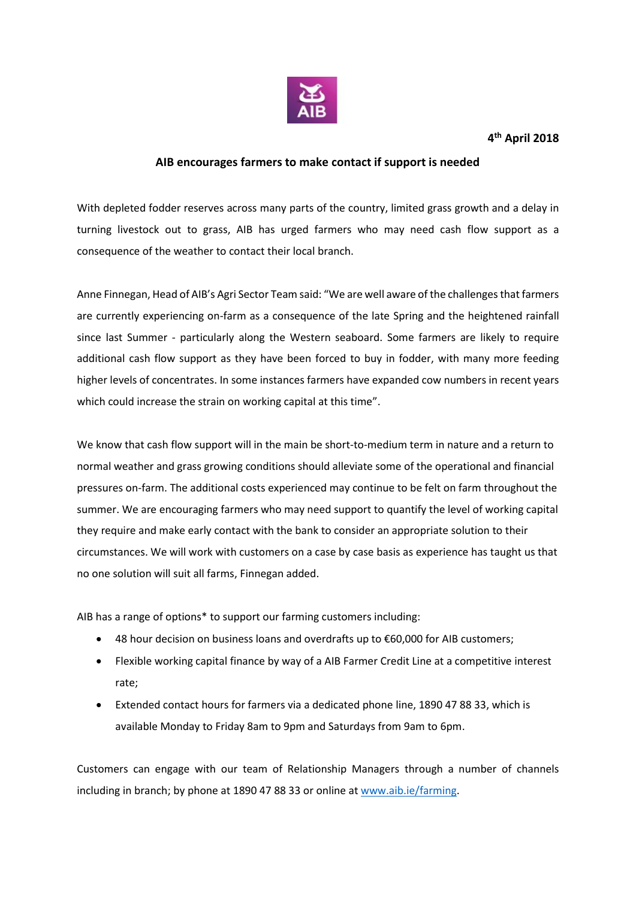**4th April 2018**

## AIB encourages farmers to make contact if support is needed

With depleted fodder reserves across many parts of the country, limited grass growth and a delay in turning livestock out to grass, AIB has urged farmers who may need cash flow support as a consequence of the weather to contact their local branch.

Anne Finnegan, Head of AIB's Agri Sector Team said: "We are well aware of the challenges that farmers are currently experiencing on-farm as a consequence of the late Spring and the heightened rainfall since last Summer - particularly along the Western seaboard. Some farmers are likely to require additional cash flow support as they have been forced to buy in fodder, with many more feeding higher levels of concentrates. In some instances farmers have expanded cow numbers in recent years which could increase the strain on working capital at this time".

We know that cash flow support will in the main be short-to-medium term in nature and a return to normal weather and grass growing conditions should alleviate some of the operational and financial pressures on-farm. The additional costs experienced may continue to be felt on farm throughout the summer. We are encouraging farmers who may need support to quantify the level of working capital they require and make early contact with the bank to consider an appropriate solution to their circumstances. We will work with customers on a case by case basis as experience has taught us that no one solution will suit all farms, Finnegan added.

AIB has a range of options* to support our farming customers including:

- 48 hour decision on business loans and overdrafts up to €60,000 for AIB customers;
- Flexible working capital finance by way of a AIB Farmer Credit Line at a competitive interest rate;
- Extended contact hours for farmers via a dedicated phone line, 1890 47 88 33, which is available Monday to Friday 8am to 9pm and Saturdays from 9am to 6pm.

Customers can engage with our team of Relationship Managers through a number of channels including in branch; by phone at 1890 47 88 33 or online at www.aib.ie/farming.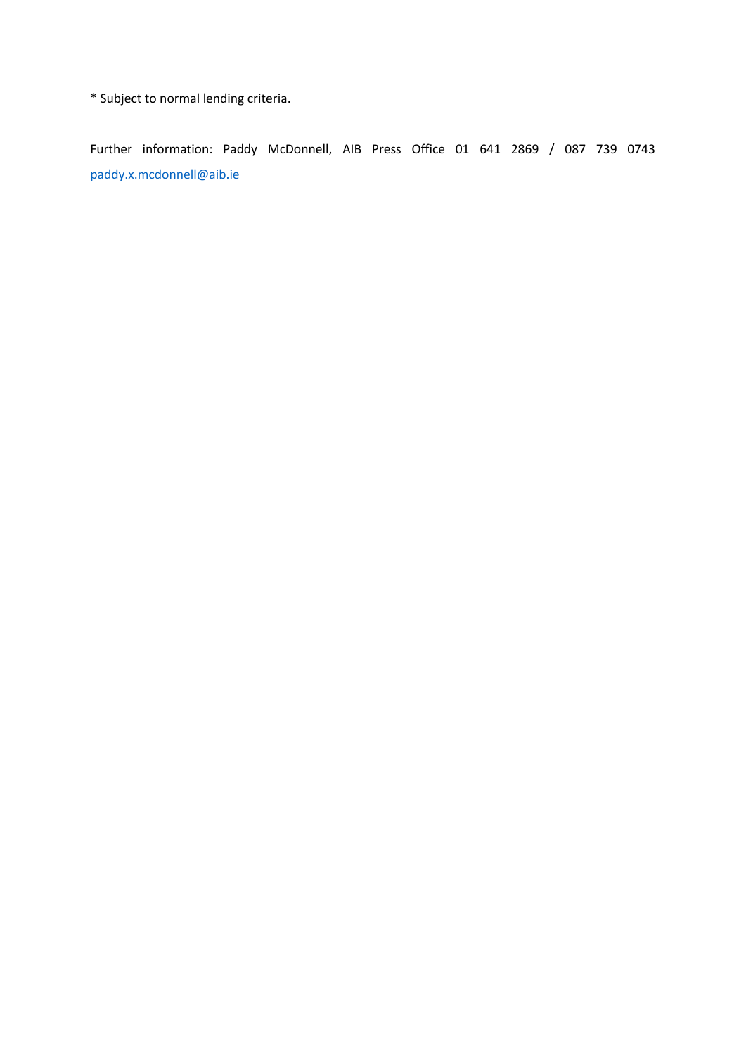* Subject to normal lending criteria.

Further information: Paddy McDonnell, AIB Press Office 01 641 2869 / 087 739 0743 paddy.x.mcdonnell@aib.ie